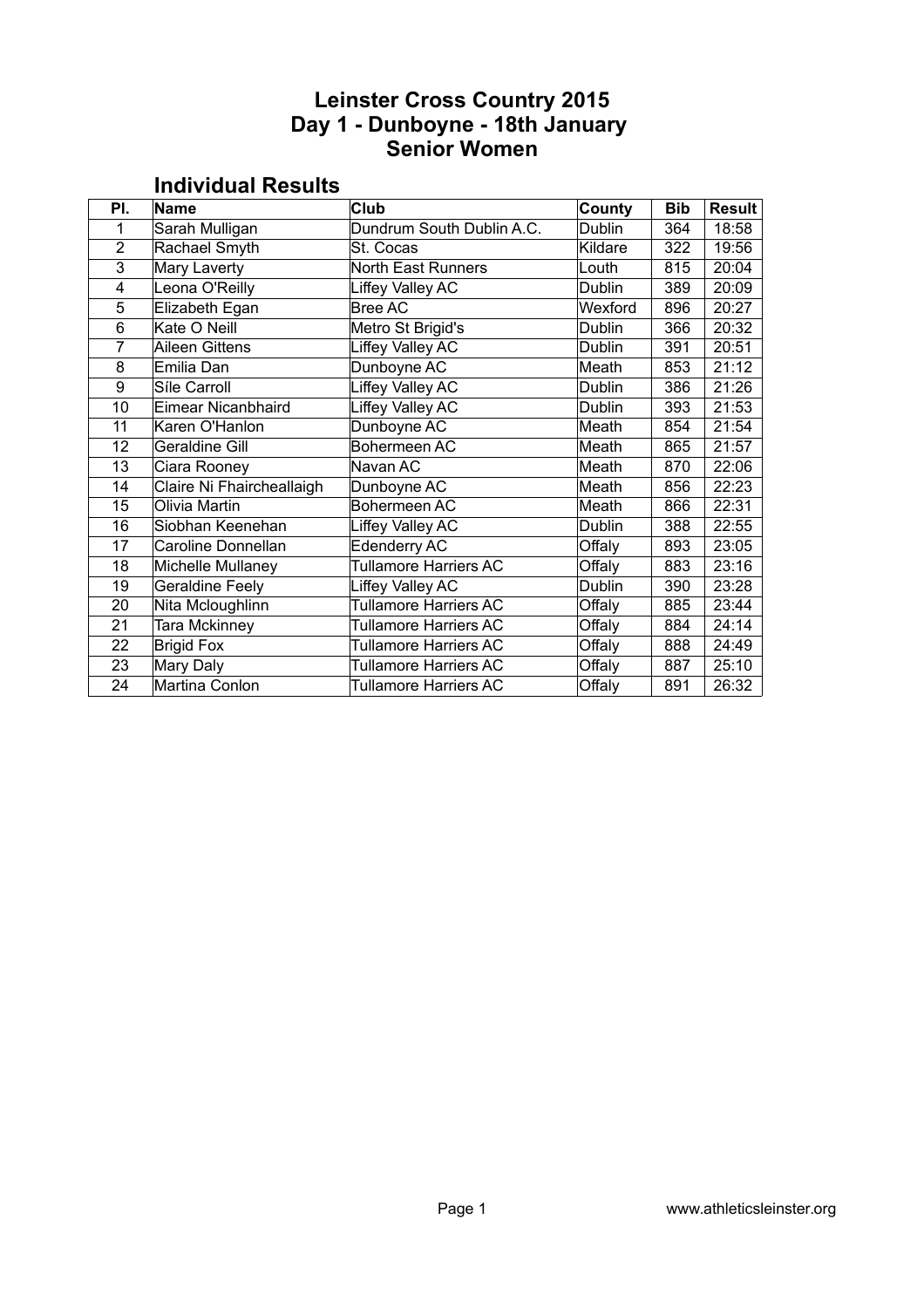# Leinster Cross Country 2015
# Day 1 - Dunboyne - 18th January
# Senior Women

## Individual Results

| Pl. | Name | Club | County | Bib | Result |
|---|---|---|---|---|---|
| 1 | Sarah Mulligan | Dundrum South Dublin A.C. | Dublin | 364 | 18:58 |
| 2 | Rachael Smyth | St. Cocas | Kildare | 322 | 19:56 |
| 3 | Mary Laverty | North East Runners | Louth | 815 | 20:04 |
| 4 | Leona O'Reilly | Liffey Valley AC | Dublin | 389 | 20:09 |
| 5 | Elizabeth Egan | Bree AC | Wexford | 896 | 20:27 |
| 6 | Kate O Neill | Metro St Brigid's | Dublin | 366 | 20:32 |
| 7 | Aileen Gittens | Liffey Valley AC | Dublin | 391 | 20:51 |
| 8 | Emilia Dan | Dunboyne AC | Meath | 853 | 21:12 |
| 9 | Síle Carroll | Liffey Valley AC | Dublin | 386 | 21:26 |
| 10 | Eimear Nicanbhaird | Liffey Valley AC | Dublin | 393 | 21:53 |
| 11 | Karen O'Hanlon | Dunboyne AC | Meath | 854 | 21:54 |
| 12 | Geraldine Gill | Bohermeen AC | Meath | 865 | 21:57 |
| 13 | Ciara Rooney | Navan AC | Meath | 870 | 22:06 |
| 14 | Claire Ni Fhaircheallaigh | Dunboyne AC | Meath | 856 | 22:23 |
| 15 | Olivia Martin | Bohermeen AC | Meath | 866 | 22:31 |
| 16 | Siobhan Keenehan | Liffey Valley AC | Dublin | 388 | 22:55 |
| 17 | Caroline Donnellan | Edenderry AC | Offaly | 893 | 23:05 |
| 18 | Michelle Mullaney | Tullamore Harriers AC | Offaly | 883 | 23:16 |
| 19 | Geraldine Feely | Liffey Valley AC | Dublin | 390 | 23:28 |
| 20 | Nita Mcloughlinn | Tullamore Harriers AC | Offaly | 885 | 23:44 |
| 21 | Tara Mckinney | Tullamore Harriers AC | Offaly | 884 | 24:14 |
| 22 | Brigid Fox | Tullamore Harriers AC | Offaly | 888 | 24:49 |
| 23 | Mary Daly | Tullamore Harriers AC | Offaly | 887 | 25:10 |
| 24 | Martina Conlon | Tullamore Harriers AC | Offaly | 891 | 26:32 |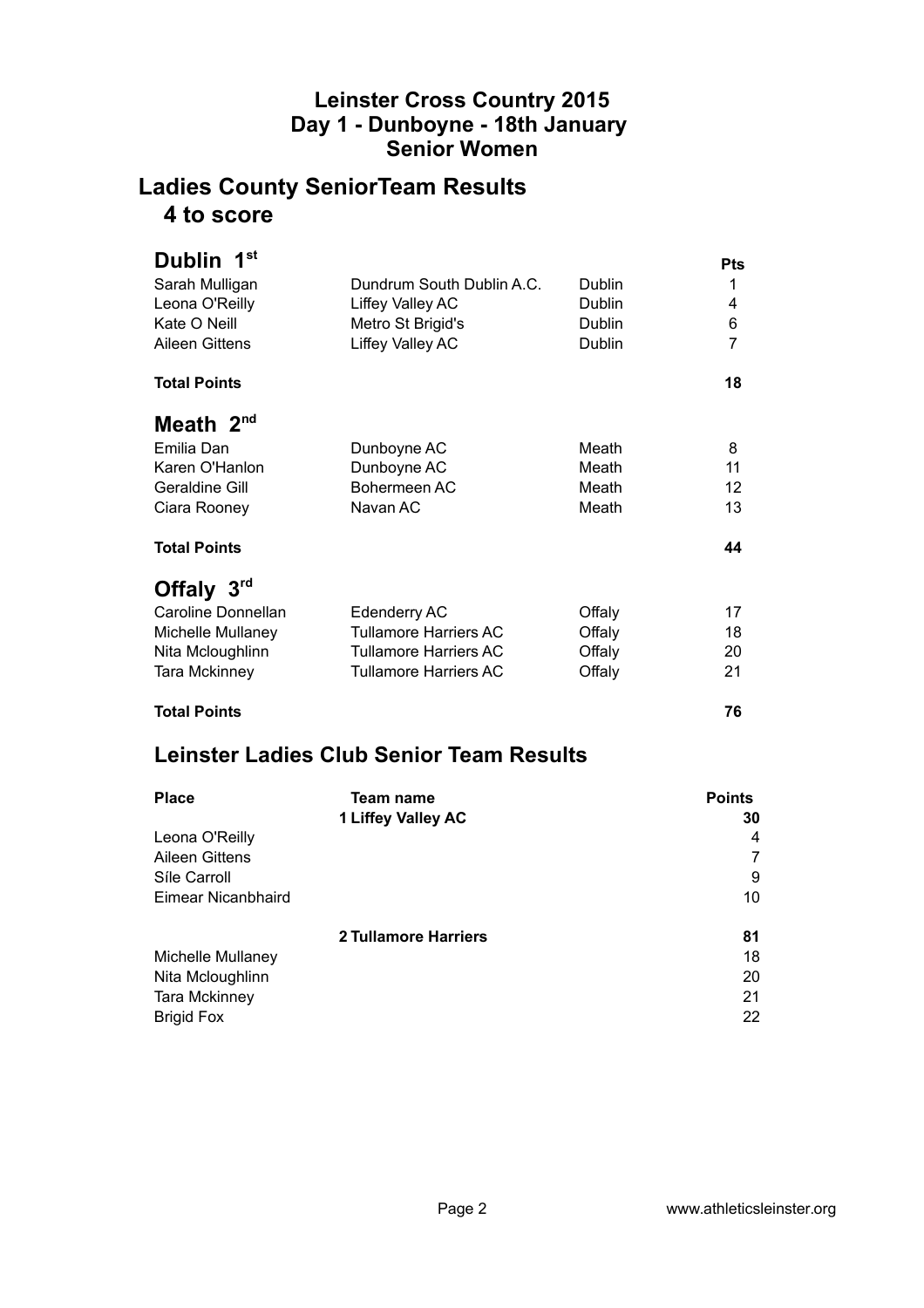# Leinster Cross Country 2015
# Day 1 - Dunboyne - 18th January
# Senior Women

## Ladies County SeniorTeam Results
## 4 to score

### Dublin 1st

| | | | Pts |
|---|---|---|---|
| Sarah Mulligan | Dundrum South Dublin A.C. | Dublin | 1 |
| Leona O'Reilly | Liffey Valley AC | Dublin | 4 |
| Kate O Neill | Metro St Brigid's | Dublin | 6 |
| Aileen Gittens | Liffey Valley AC | Dublin | 7 |
| **Total Points** | | | **18** |

### Meath 2nd

| | | | |
|---|---|---|---|
| Emilia Dan | Dunboyne AC | Meath | 8 |
| Karen O'Hanlon | Dunboyne AC | Meath | 11 |
| Geraldine Gill | Bohermeen AC | Meath | 12 |
| Ciara Rooney | Navan AC | Meath | 13 |
| **Total Points** | | | **44** |

### Offaly 3rd

| | | | |
|---|---|---|---|
| Caroline Donnellan | Edenderry AC | Offaly | 17 |
| Michelle Mullaney | Tullamore Harriers AC | Offaly | 18 |
| Nita Mcloughlinn | Tullamore Harriers AC | Offaly | 20 |
| Tara Mckinney | Tullamore Harriers AC | Offaly | 21 |
| **Total Points** | | | **76** |

## Leinster Ladies Club Senior Team Results

| Place | Team name | Points |
|---|---|---|
| | **1 Liffey Valley AC** | **30** |
| Leona O'Reilly | | 4 |
| Aileen Gittens | | 7 |
| Síle Carroll | | 9 |
| Eimear Nicanbhaird | | 10 |
| | **2 Tullamore Harriers** | **81** |
| Michelle Mullaney | | 18 |
| Nita Mcloughlinn | | 20 |
| Tara Mckinney | | 21 |
| Brigid Fox | | 22 |

www.athleticsleinster.org